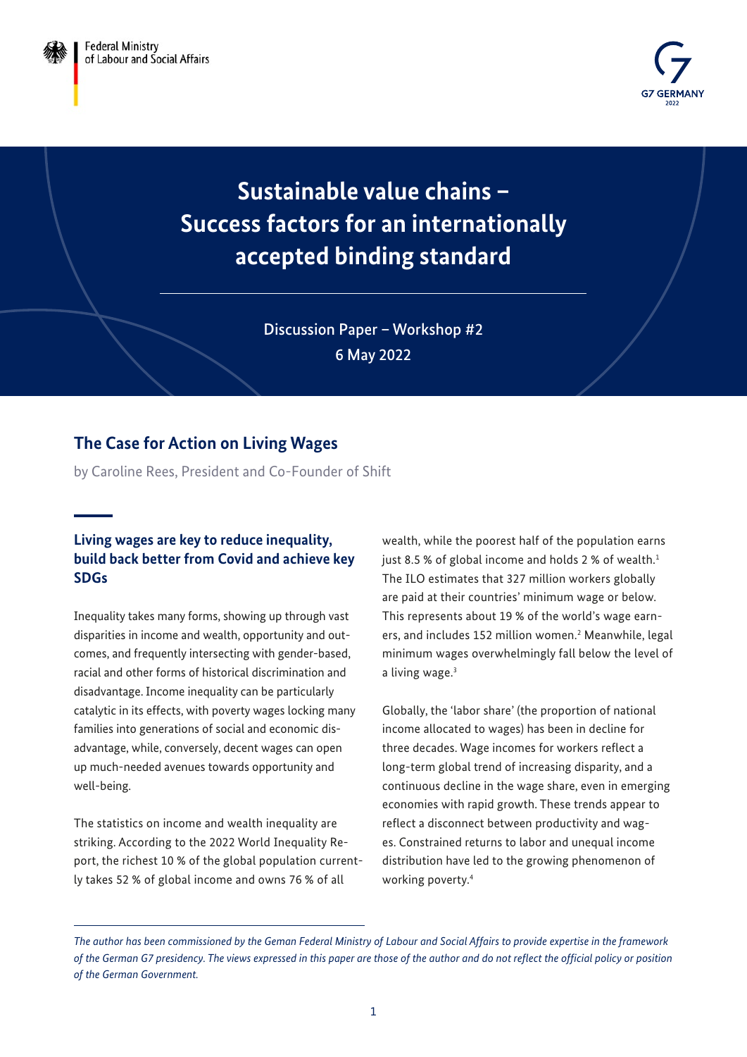Federal Ministry
of Labour and Social Affairs

G7 GERMANY
2022

# Sustainable value chains – Success factors for an internationally accepted binding standard

Discussion Paper – Workshop #2
6 May 2022

## The Case for Action on Living Wages

by Caroline Rees, President and Co-Founder of Shift

### Living wages are key to reduce inequality, build back better from Covid and achieve key SDGs

Inequality takes many forms, showing up through vast disparities in income and wealth, opportunity and outcomes, and frequently intersecting with gender-based, racial and other forms of historical discrimination and disadvantage. Income inequality can be particularly catalytic in its effects, with poverty wages locking many families into generations of social and economic disadvantage, while, conversely, decent wages can open up much-needed avenues towards opportunity and well-being.

The statistics on income and wealth inequality are striking. According to the 2022 World Inequality Report, the richest 10 % of the global population currently takes 52 % of global income and owns 76 % of all wealth, while the poorest half of the population earns just 8.5 % of global income and holds 2 % of wealth.[1] The ILO estimates that 327 million workers globally are paid at their countries' minimum wage or below. This represents about 19 % of the world's wage earners, and includes 152 million women.[2] Meanwhile, legal minimum wages overwhelmingly fall below the level of a living wage.[3]

Globally, the 'labor share' (the proportion of national income allocated to wages) has been in decline for three decades. Wage incomes for workers reflect a long-term global trend of increasing disparity, and a continuous decline in the wage share, even in emerging economies with rapid growth. These trends appear to reflect a disconnect between productivity and wages. Constrained returns to labor and unequal income distribution have led to the growing phenomenon of working poverty.[4]

*The author has been commissioned by the Geman Federal Ministry of Labour and Social Affairs to provide expertise in the framework of the German G7 presidency. The views expressed in this paper are those of the author and do not reflect the official policy or position of the German Government.*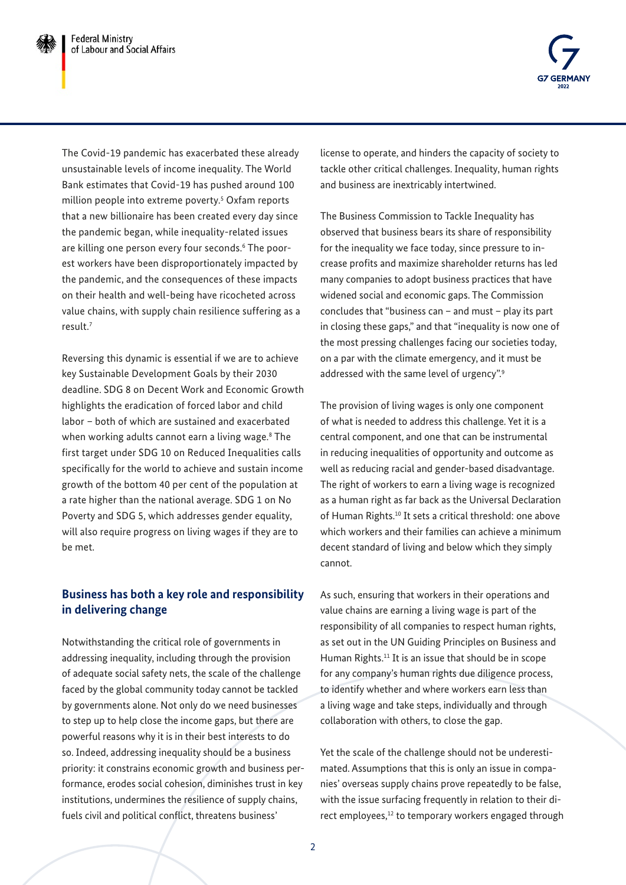The Covid-19 pandemic has exacerbated these already unsustainable levels of income inequality. The World Bank estimates that Covid-19 has pushed around 100 million people into extreme poverty.[5] Oxfam reports that a new billionaire has been created every day since the pandemic began, while inequality-related issues are killing one person every four seconds.[6] The poorest workers have been disproportionately impacted by the pandemic, and the consequences of these impacts on their health and well-being have ricocheted across value chains, with supply chain resilience suffering as a result.[7]

Reversing this dynamic is essential if we are to achieve key Sustainable Development Goals by their 2030 deadline. SDG 8 on Decent Work and Economic Growth highlights the eradication of forced labor and child labor – both of which are sustained and exacerbated when working adults cannot earn a living wage.[8] The first target under SDG 10 on Reduced Inequalities calls specifically for the world to achieve and sustain income growth of the bottom 40 per cent of the population at a rate higher than the national average. SDG 1 on No Poverty and SDG 5, which addresses gender equality, will also require progress on living wages if they are to be met.

## Business has both a key role and responsibility in delivering change

Notwithstanding the critical role of governments in addressing inequality, including through the provision of adequate social safety nets, the scale of the challenge faced by the global community today cannot be tackled by governments alone. Not only do we need businesses to step up to help close the income gaps, but there are powerful reasons why it is in their best interests to do so. Indeed, addressing inequality should be a business priority: it constrains economic growth and business performance, erodes social cohesion, diminishes trust in key institutions, undermines the resilience of supply chains, fuels civil and political conflict, threatens business' license to operate, and hinders the capacity of society to tackle other critical challenges. Inequality, human rights and business are inextricably intertwined.

The Business Commission to Tackle Inequality has observed that business bears its share of responsibility for the inequality we face today, since pressure to increase profits and maximize shareholder returns has led many companies to adopt business practices that have widened social and economic gaps. The Commission concludes that "business can – and must – play its part in closing these gaps," and that "inequality is now one of the most pressing challenges facing our societies today, on a par with the climate emergency, and it must be addressed with the same level of urgency".[9]

The provision of living wages is only one component of what is needed to address this challenge. Yet it is a central component, and one that can be instrumental in reducing inequalities of opportunity and outcome as well as reducing racial and gender-based disadvantage. The right of workers to earn a living wage is recognized as a human right as far back as the Universal Declaration of Human Rights.[10] It sets a critical threshold: one above which workers and their families can achieve a minimum decent standard of living and below which they simply cannot.

As such, ensuring that workers in their operations and value chains are earning a living wage is part of the responsibility of all companies to respect human rights, as set out in the UN Guiding Principles on Business and Human Rights.[11] It is an issue that should be in scope for any company's human rights due diligence process, to identify whether and where workers earn less than a living wage and take steps, individually and through collaboration with others, to close the gap.

Yet the scale of the challenge should not be underestimated. Assumptions that this is only an issue in companies' overseas supply chains prove repeatedly to be false, with the issue surfacing frequently in relation to their direct employees,[12] to temporary workers engaged through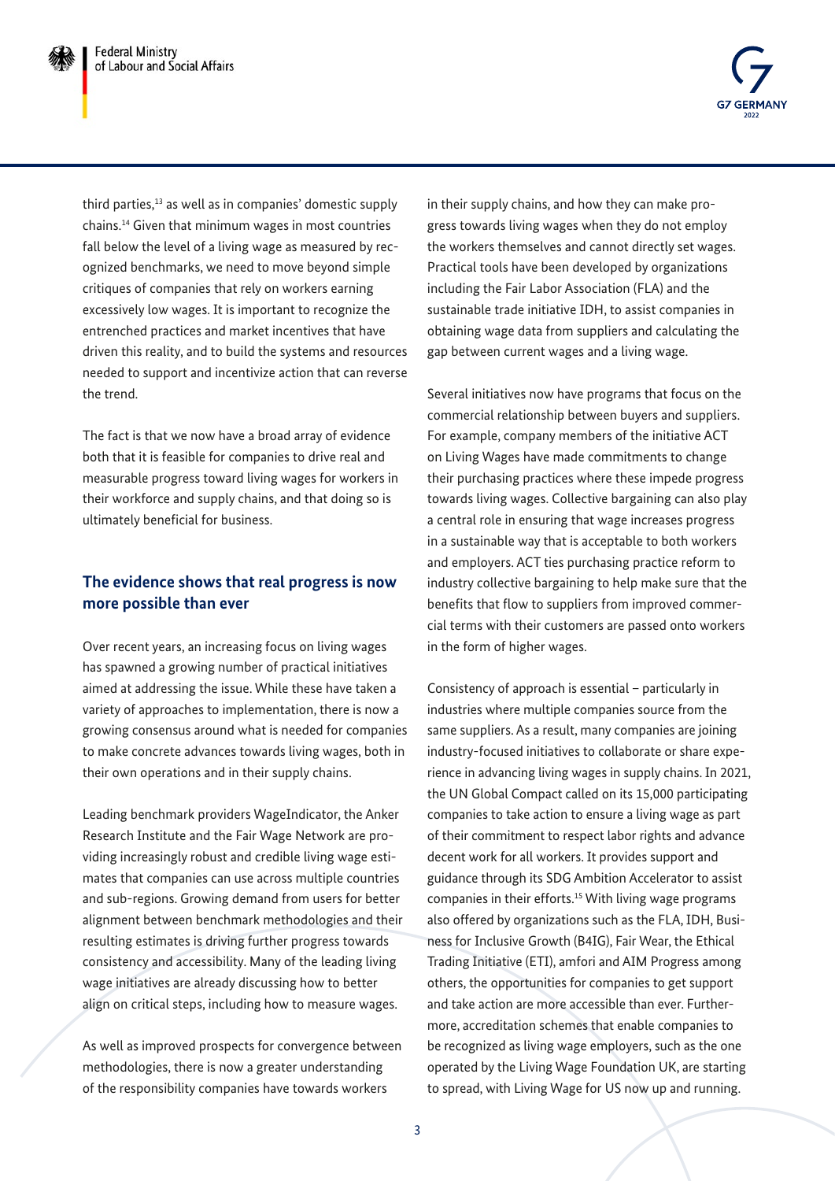third parties,[13] as well as in companies' domestic supply chains.[14] Given that minimum wages in most countries fall below the level of a living wage as measured by recognized benchmarks, we need to move beyond simple critiques of companies that rely on workers earning excessively low wages. It is important to recognize the entrenched practices and market incentives that have driven this reality, and to build the systems and resources needed to support and incentivize action that can reverse the trend.

The fact is that we now have a broad array of evidence both that it is feasible for companies to drive real and measurable progress toward living wages for workers in their workforce and supply chains, and that doing so is ultimately beneficial for business.

## The evidence shows that real progress is now more possible than ever

Over recent years, an increasing focus on living wages has spawned a growing number of practical initiatives aimed at addressing the issue. While these have taken a variety of approaches to implementation, there is now a growing consensus around what is needed for companies to make concrete advances towards living wages, both in their own operations and in their supply chains.

Leading benchmark providers WageIndicator, the Anker Research Institute and the Fair Wage Network are providing increasingly robust and credible living wage estimates that companies can use across multiple countries and sub-regions. Growing demand from users for better alignment between benchmark methodologies and their resulting estimates is driving further progress towards consistency and accessibility. Many of the leading living wage initiatives are already discussing how to better align on critical steps, including how to measure wages.

As well as improved prospects for convergence between methodologies, there is now a greater understanding of the responsibility companies have towards workers in their supply chains, and how they can make progress towards living wages when they do not employ the workers themselves and cannot directly set wages. Practical tools have been developed by organizations including the Fair Labor Association (FLA) and the sustainable trade initiative IDH, to assist companies in obtaining wage data from suppliers and calculating the gap between current wages and a living wage.

Several initiatives now have programs that focus on the commercial relationship between buyers and suppliers. For example, company members of the initiative ACT on Living Wages have made commitments to change their purchasing practices where these impede progress towards living wages. Collective bargaining can also play a central role in ensuring that wage increases progress in a sustainable way that is acceptable to both workers and employers. ACT ties purchasing practice reform to industry collective bargaining to help make sure that the benefits that flow to suppliers from improved commercial terms with their customers are passed onto workers in the form of higher wages.

Consistency of approach is essential – particularly in industries where multiple companies source from the same suppliers. As a result, many companies are joining industry-focused initiatives to collaborate or share experience in advancing living wages in supply chains. In 2021, the UN Global Compact called on its 15,000 participating companies to take action to ensure a living wage as part of their commitment to respect labor rights and advance decent work for all workers. It provides support and guidance through its SDG Ambition Accelerator to assist companies in their efforts.[15] With living wage programs also offered by organizations such as the FLA, IDH, Business for Inclusive Growth (B4IG), Fair Wear, the Ethical Trading Initiative (ETI), amfori and AIM Progress among others, the opportunities for companies to get support and take action are more accessible than ever. Furthermore, accreditation schemes that enable companies to be recognized as living wage employers, such as the one operated by the Living Wage Foundation UK, are starting to spread, with Living Wage for US now up and running.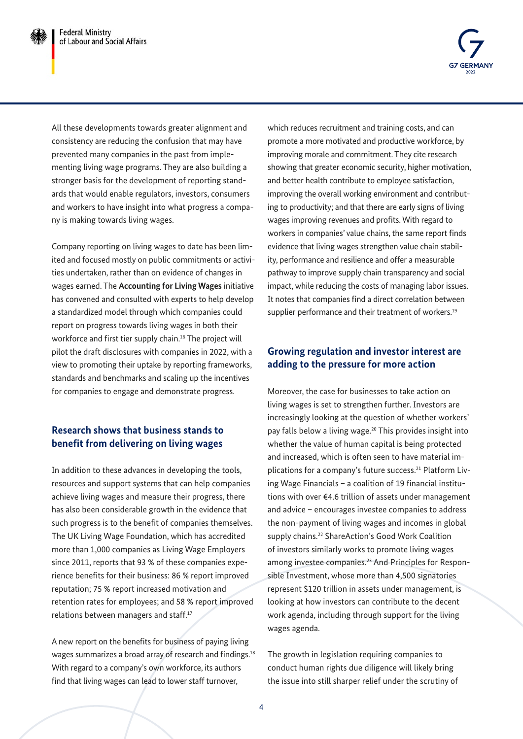All these developments towards greater alignment and consistency are reducing the confusion that may have prevented many companies in the past from implementing living wage programs. They are also building a stronger basis for the development of reporting standards that would enable regulators, investors, consumers and workers to have insight into what progress a company is making towards living wages.

Company reporting on living wages to date has been limited and focused mostly on public commitments or activities undertaken, rather than on evidence of changes in wages earned. The **Accounting for Living Wages** initiative has convened and consulted with experts to help develop a standardized model through which companies could report on progress towards living wages in both their workforce and first tier supply chain.[16] The project will pilot the draft disclosures with companies in 2022, with a view to promoting their uptake by reporting frameworks, standards and benchmarks and scaling up the incentives for companies to engage and demonstrate progress.

## Research shows that business stands to benefit from delivering on living wages

In addition to these advances in developing the tools, resources and support systems that can help companies achieve living wages and measure their progress, there has also been considerable growth in the evidence that such progress is to the benefit of companies themselves. The UK Living Wage Foundation, which has accredited more than 1,000 companies as Living Wage Employers since 2011, reports that 93 % of these companies experience benefits for their business: 86 % report improved reputation; 75 % report increased motivation and retention rates for employees; and 58 % report improved relations between managers and staff.[17]

A new report on the benefits for business of paying living wages summarizes a broad array of research and findings.[18] With regard to a company's own workforce, its authors find that living wages can lead to lower staff turnover, which reduces recruitment and training costs, and can promote a more motivated and productive workforce, by improving morale and commitment. They cite research showing that greater economic security, higher motivation, and better health contribute to employee satisfaction, improving the overall working environment and contributing to productivity; and that there are early signs of living wages improving revenues and profits. With regard to workers in companies' value chains, the same report finds evidence that living wages strengthen value chain stability, performance and resilience and offer a measurable pathway to improve supply chain transparency and social impact, while reducing the costs of managing labor issues. It notes that companies find a direct correlation between supplier performance and their treatment of workers.[19]

## Growing regulation and investor interest are adding to the pressure for more action

Moreover, the case for businesses to take action on living wages is set to strengthen further. Investors are increasingly looking at the question of whether workers' pay falls below a living wage.[20] This provides insight into whether the value of human capital is being protected and increased, which is often seen to have material implications for a company's future success.[21] Platform Living Wage Financials – a coalition of 19 financial institutions with over €4.6 trillion of assets under management and advice – encourages investee companies to address the non-payment of living wages and incomes in global supply chains.[22] ShareAction's Good Work Coalition of investors similarly works to promote living wages among investee companies.[23] And Principles for Responsible Investment, whose more than 4,500 signatories represent $120 trillion in assets under management, is looking at how investors can contribute to the decent work agenda, including through support for the living wages agenda.

The growth in legislation requiring companies to conduct human rights due diligence will likely bring the issue into still sharper relief under the scrutiny of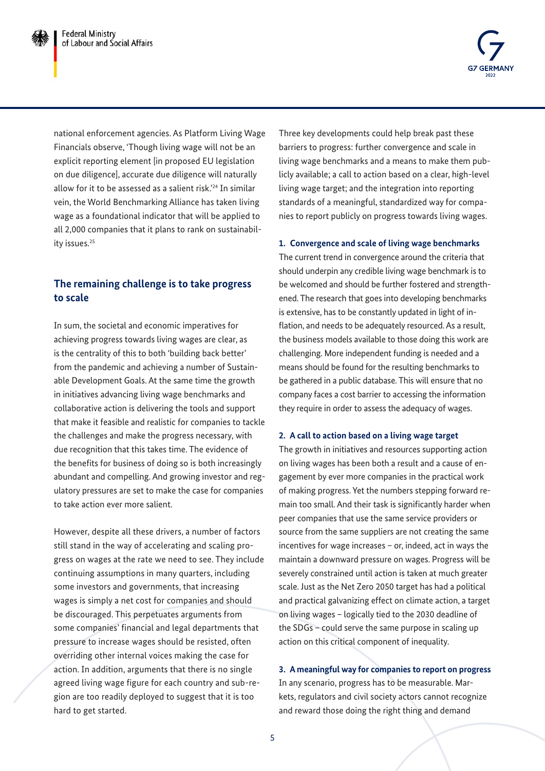national enforcement agencies. As Platform Living Wage Financials observe, 'Though living wage will not be an explicit reporting element [in proposed EU legislation on due diligence], accurate due diligence will naturally allow for it to be assessed as a salient risk.'[24] In similar vein, the World Benchmarking Alliance has taken living wage as a foundational indicator that will be applied to all 2,000 companies that it plans to rank on sustainability issues.[25]

## The remaining challenge is to take progress to scale

In sum, the societal and economic imperatives for achieving progress towards living wages are clear, as is the centrality of this to both 'building back better' from the pandemic and achieving a number of Sustainable Development Goals. At the same time the growth in initiatives advancing living wage benchmarks and collaborative action is delivering the tools and support that make it feasible and realistic for companies to tackle the challenges and make the progress necessary, with due recognition that this takes time. The evidence of the benefits for business of doing so is both increasingly abundant and compelling. And growing investor and regulatory pressures are set to make the case for companies to take action ever more salient.

However, despite all these drivers, a number of factors still stand in the way of accelerating and scaling progress on wages at the rate we need to see. They include continuing assumptions in many quarters, including some investors and governments, that increasing wages is simply a net cost for companies and should be discouraged. This perpetuates arguments from some companies' financial and legal departments that pressure to increase wages should be resisted, often overriding other internal voices making the case for action. In addition, arguments that there is no single agreed living wage figure for each country and sub-region are too readily deployed to suggest that it is too hard to get started.

Three key developments could help break past these barriers to progress: further convergence and scale in living wage benchmarks and a means to make them publicly available; a call to action based on a clear, high-level living wage target; and the integration into reporting standards of a meaningful, standardized way for companies to report publicly on progress towards living wages.

**1. Convergence and scale of living wage benchmarks**
The current trend in convergence around the criteria that should underpin any credible living wage benchmark is to be welcomed and should be further fostered and strengthened. The research that goes into developing benchmarks is extensive, has to be constantly updated in light of inflation, and needs to be adequately resourced. As a result, the business models available to those doing this work are challenging. More independent funding is needed and a means should be found for the resulting benchmarks to be gathered in a public database. This will ensure that no company faces a cost barrier to accessing the information they require in order to assess the adequacy of wages.

**2. A call to action based on a living wage target**
The growth in initiatives and resources supporting action on living wages has been both a result and a cause of engagement by ever more companies in the practical work of making progress. Yet the numbers stepping forward remain too small. And their task is significantly harder when peer companies that use the same service providers or source from the same suppliers are not creating the same incentives for wage increases – or, indeed, act in ways the maintain a downward pressure on wages. Progress will be severely constrained until action is taken at much greater scale. Just as the Net Zero 2050 target has had a political and practical galvanizing effect on climate action, a target on living wages – logically tied to the 2030 deadline of the SDGs – could serve the same purpose in scaling up action on this critical component of inequality.

**3. A meaningful way for companies to report on progress**
In any scenario, progress has to be measurable. Markets, regulators and civil society actors cannot recognize and reward those doing the right thing and demand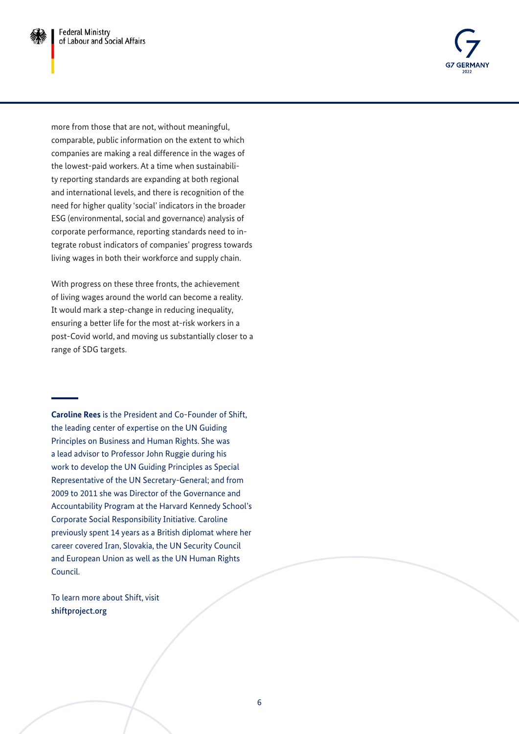more from those that are not, without meaningful, comparable, public information on the extent to which companies are making a real difference in the wages of the lowest-paid workers. At a time when sustainability reporting standards are expanding at both regional and international levels, and there is recognition of the need for higher quality 'social' indicators in the broader ESG (environmental, social and governance) analysis of corporate performance, reporting standards need to integrate robust indicators of companies' progress towards living wages in both their workforce and supply chain.

With progress on these three fronts, the achievement of living wages around the world can become a reality. It would mark a step-change in reducing inequality, ensuring a better life for the most at-risk workers in a post-Covid world, and moving us substantially closer to a range of SDG targets.

---

**Caroline Rees** is the President and Co-Founder of Shift, the leading center of expertise on the UN Guiding Principles on Business and Human Rights. She was a lead advisor to Professor John Ruggie during his work to develop the UN Guiding Principles as Special Representative of the UN Secretary-General; and from 2009 to 2011 she was Director of the Governance and Accountability Program at the Harvard Kennedy School's Corporate Social Responsibility Initiative. Caroline previously spent 14 years as a British diplomat where her career covered Iran, Slovakia, the UN Security Council and European Union as well as the UN Human Rights Council.

To learn more about Shift, visit **shiftproject.org**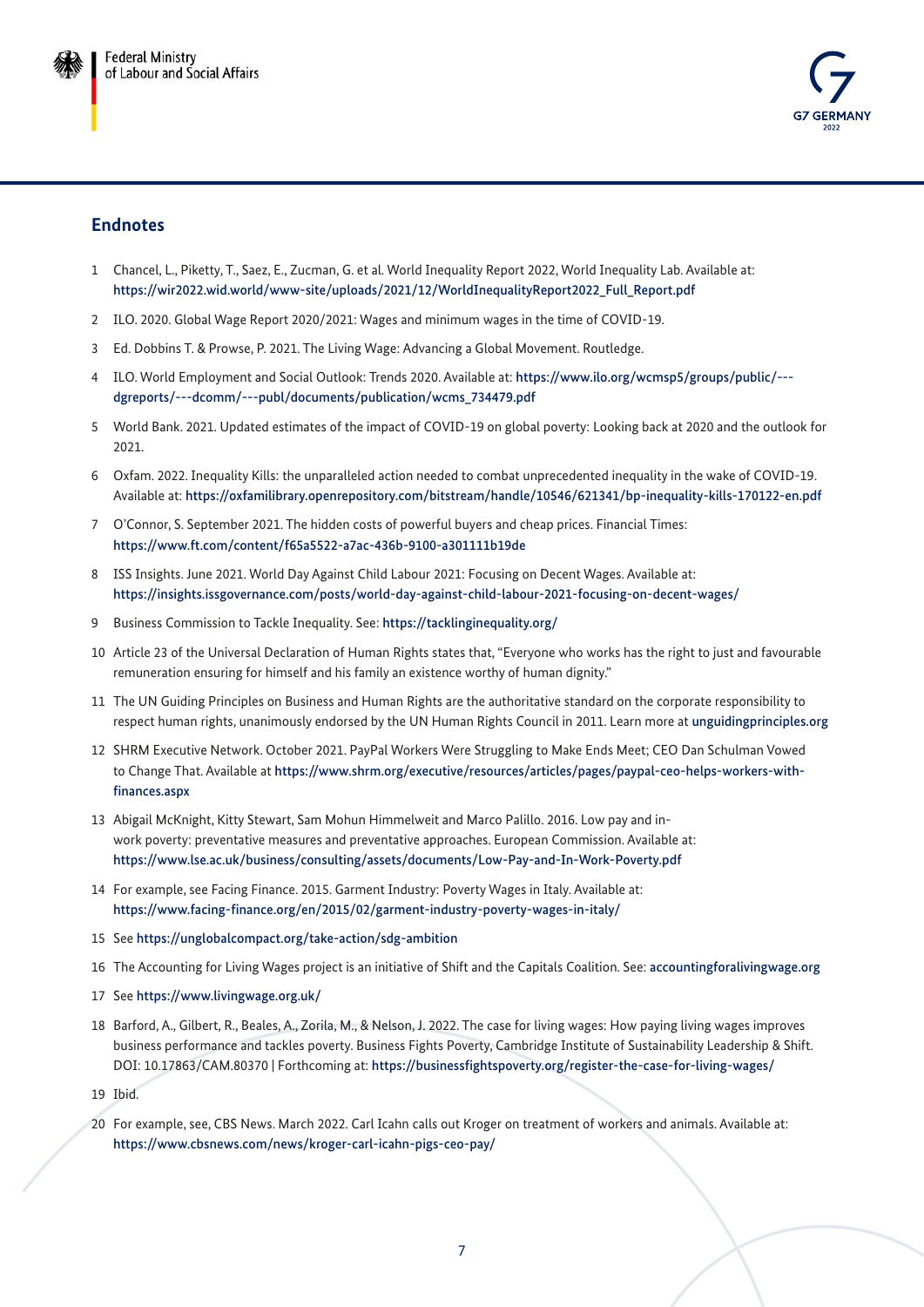## Endnotes

1 Chancel, L., Piketty, T., Saez, E., Zucman, G. et al. World Inequality Report 2022, World Inequality Lab. Available at: https://wir2022.wid.world/www-site/uploads/2021/12/WorldInequalityReport2022_Full_Report.pdf

2 ILO. 2020. Global Wage Report 2020/2021: Wages and minimum wages in the time of COVID-19.

3 Ed. Dobbins T. & Prowse, P. 2021. The Living Wage: Advancing a Global Movement. Routledge.

4 ILO. World Employment and Social Outlook: Trends 2020. Available at: https://www.ilo.org/wcmsp5/groups/public/---dgreports/---dcomm/---publ/documents/publication/wcms_734479.pdf

5 World Bank. 2021. Updated estimates of the impact of COVID-19 on global poverty: Looking back at 2020 and the outlook for 2021.

6 Oxfam. 2022. Inequality Kills: the unparalleled action needed to combat unprecedented inequality in the wake of COVID-19. Available at: https://oxfamilibrary.openrepository.com/bitstream/handle/10546/621341/bp-inequality-kills-170122-en.pdf

7 O'Connor, S. September 2021. The hidden costs of powerful buyers and cheap prices. Financial Times: https://www.ft.com/content/f65a5522-a7ac-436b-9100-a301111b19de

8 ISS Insights. June 2021. World Day Against Child Labour 2021: Focusing on Decent Wages. Available at: https://insights.issgovernance.com/posts/world-day-against-child-labour-2021-focusing-on-decent-wages/

9 Business Commission to Tackle Inequality. See: https://tacklinginequality.org/

10 Article 23 of the Universal Declaration of Human Rights states that, "Everyone who works has the right to just and favourable remuneration ensuring for himself and his family an existence worthy of human dignity."

11 The UN Guiding Principles on Business and Human Rights are the authoritative standard on the corporate responsibility to respect human rights, unanimously endorsed by the UN Human Rights Council in 2011. Learn more at unguidingprinciples.org

12 SHRM Executive Network. October 2021. PayPal Workers Were Struggling to Make Ends Meet; CEO Dan Schulman Vowed to Change That. Available at https://www.shrm.org/executive/resources/articles/pages/paypal-ceo-helps-workers-with-finances.aspx

13 Abigail McKnight, Kitty Stewart, Sam Mohun Himmelweit and Marco Palillo. 2016. Low pay and in-work poverty: preventative measures and preventative approaches. European Commission. Available at: https://www.lse.ac.uk/business/consulting/assets/documents/Low-Pay-and-In-Work-Poverty.pdf

14 For example, see Facing Finance. 2015. Garment Industry: Poverty Wages in Italy. Available at: https://www.facing-finance.org/en/2015/02/garment-industry-poverty-wages-in-italy/

15 See https://unglobalcompact.org/take-action/sdg-ambition

16 The Accounting for Living Wages project is an initiative of Shift and the Capitals Coalition. See: accountingforalivingwage.org

17 See https://www.livingwage.org.uk/

18 Barford, A., Gilbert, R., Beales, A., Zorila, M., & Nelson, J. 2022. The case for living wages: How paying living wages improves business performance and tackles poverty. Business Fights Poverty, Cambridge Institute of Sustainability Leadership & Shift. DOI: 10.17863/CAM.80370 | Forthcoming at: https://businessfightspoverty.org/register-the-case-for-living-wages/

19 Ibid.

20 For example, see, CBS News. March 2022. Carl Icahn calls out Kroger on treatment of workers and animals. Available at: https://www.cbsnews.com/news/kroger-carl-icahn-pigs-ceo-pay/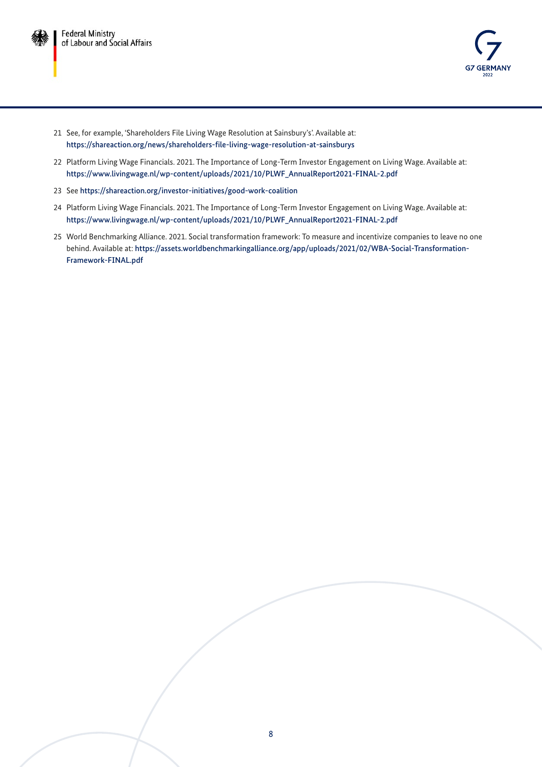21 See, for example, 'Shareholders File Living Wage Resolution at Sainsbury's'. Available at: https://shareaction.org/news/shareholders-file-living-wage-resolution-at-sainsburys

22 Platform Living Wage Financials. 2021. The Importance of Long-Term Investor Engagement on Living Wage. Available at: https://www.livingwage.nl/wp-content/uploads/2021/10/PLWF_AnnualReport2021-FINAL-2.pdf

23 See https://shareaction.org/investor-initiatives/good-work-coalition

24 Platform Living Wage Financials. 2021. The Importance of Long-Term Investor Engagement on Living Wage. Available at: https://www.livingwage.nl/wp-content/uploads/2021/10/PLWF_AnnualReport2021-FINAL-2.pdf

25 World Benchmarking Alliance. 2021. Social transformation framework: To measure and incentivize companies to leave no one behind. Available at: https://assets.worldbenchmarkingalliance.org/app/uploads/2021/02/WBA-Social-Transformation-Framework-FINAL.pdf